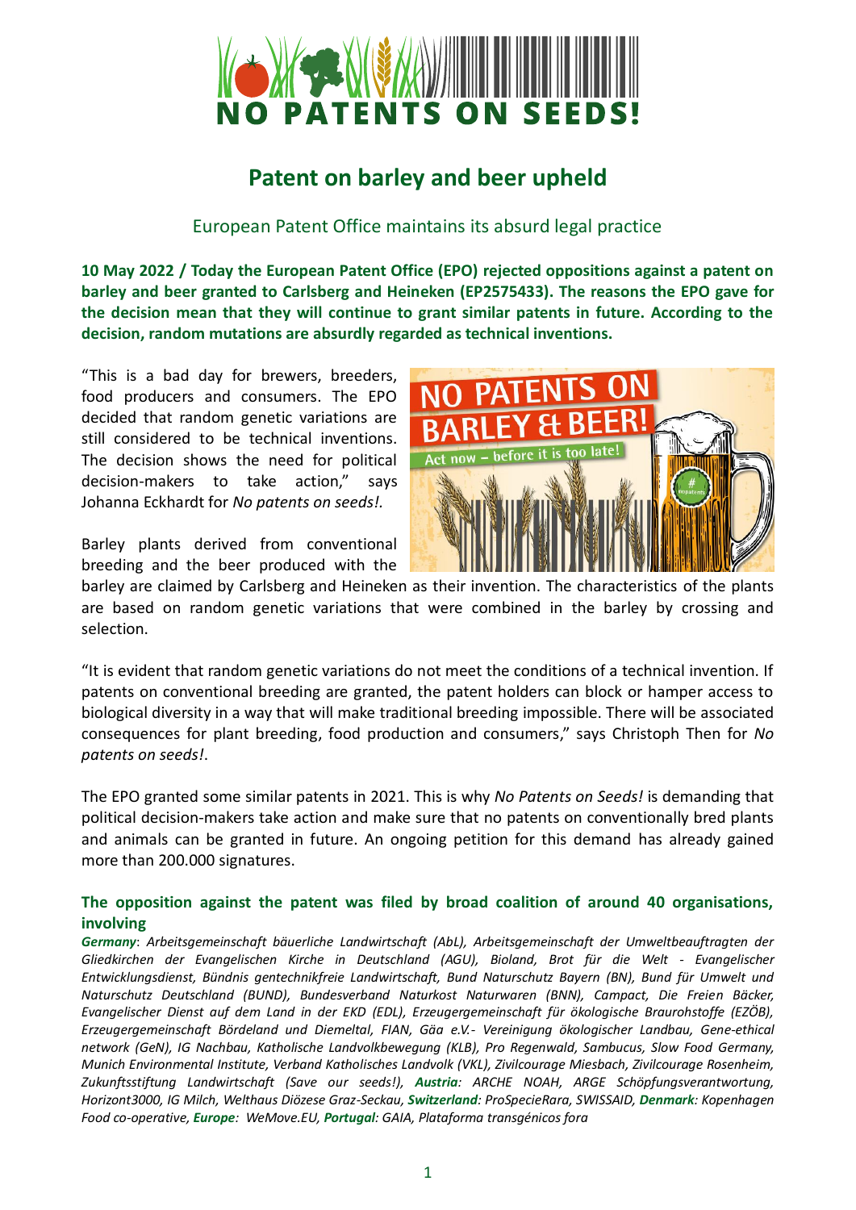# Patent on barley and beer upheld

## European Patent Office maintains its absurd legal practice

**10 May 2022 / Today the European Patent Office (EPO) rejected oppositions against a patent on barley and beer granted to Carlsberg and Heineken (EP2575433). The reasons the EPO gave for the decision mean that they will continue to grant similar patents in future. According to the decision, random mutations are absurdly regarded as technical inventions.**

"This is a bad day for brewers, breeders, food producers and consumers. The EPO decided that random genetic variations are still considered to be technical inventions. The decision shows the need for political decision-makers to take action," says Johanna Eckhardt for *No patents on seeds!*.

Barley plants derived from conventional breeding and the beer produced with the barley are claimed by Carlsberg and Heineken as their invention. The characteristics of the plants are based on random genetic variations that were combined in the barley by crossing and selection.

"It is evident that random genetic variations do not meet the conditions of a technical invention. If patents on conventional breeding are granted, the patent holders can block or hamper access to biological diversity in a way that will make traditional breeding impossible. There will be associated consequences for plant breeding, food production and consumers," says Christoph Then for *No patents on seeds!*.

The EPO granted some similar patents in 2021. This is why *No Patents on Seeds!* is demanding that political decision-makers take action and make sure that no patents on conventionally bred plants and animals can be granted in future. An ongoing petition for this demand has already gained more than 200.000 signatures.

### The opposition against the patent was filed by broad coalition of around 40 organisations, involving

***Germany***: *Arbeitsgemeinschaft bäuerliche Landwirtschaft (AbL), Arbeitsgemeinschaft der Umweltbeauftragten der Gliedkirchen der Evangelischen Kirche in Deutschland (AGU), Bioland, Brot für die Welt - Evangelischer Entwicklungsdienst, Bündnis gentechnikfreie Landwirtschaft, Bund Naturschutz Bayern (BN), Bund für Umwelt und Naturschutz Deutschland (BUND), Bundesverband Naturkost Naturwaren (BNN), Campact, Die Freien Bäcker, Evangelischer Dienst auf dem Land in der EKD (EDL), Erzeugergemeinschaft für ökologische Braurohstoffe (EZÖB), Erzeugergemeinschaft Bördeland und Diemeltal, FIAN, Gäa e.V.- Vereinigung ökologischer Landbau, Gene-ethical network (GeN), IG Nachbau, Katholische Landvolkbewegung (KLB), Pro Regenwald, Sambucus, Slow Food Germany, Munich Environmental Institute, Verband Katholisches Landvolk (VKL), Zivilcourage Miesbach, Zivilcourage Rosenheim, Zukunftsstiftung Landwirtschaft (Save our seeds!),* ***Austria****: ARCHE NOAH, ARGE Schöpfungsverantwortung, Horizont3000, IG Milch, Welthaus Diözese Graz-Seckau,* ***Switzerland****: ProSpecieRara, SWISSAID,* ***Denmark****: Kopenhagen Food co-operative,* ***Europe****: WeMove.EU,* ***Portugal****: GAIA, Plataforma transgénicos fora*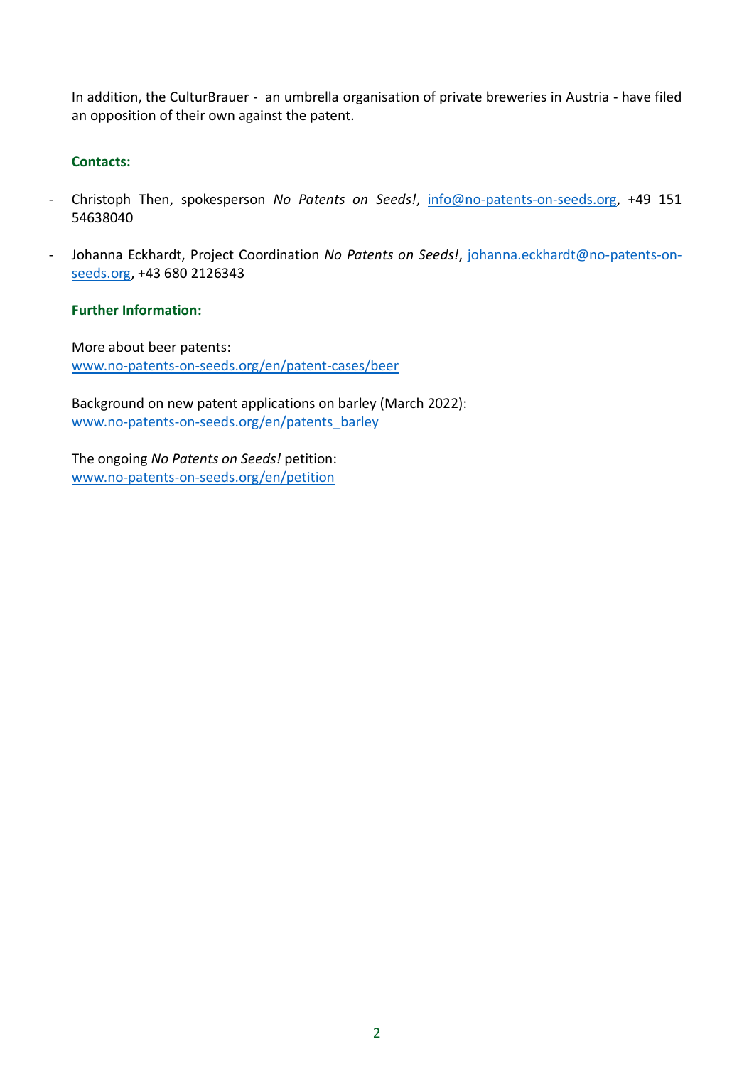In addition, the CulturBrauer - an umbrella organisation of private breweries in Austria - have filed an opposition of their own against the patent.

**Contacts:**

- Christoph Then, spokesperson *No Patents on Seeds!*, info@no-patents-on-seeds.org, +49 151 54638040
- Johanna Eckhardt, Project Coordination *No Patents on Seeds!*, johanna.eckhardt@no-patents-on-seeds.org, +43 680 2126343

**Further Information:**

More about beer patents:
www.no-patents-on-seeds.org/en/patent-cases/beer

Background on new patent applications on barley (March 2022):
www.no-patents-on-seeds.org/en/patents_barley

The ongoing *No Patents on Seeds!* petition:
www.no-patents-on-seeds.org/en/petition